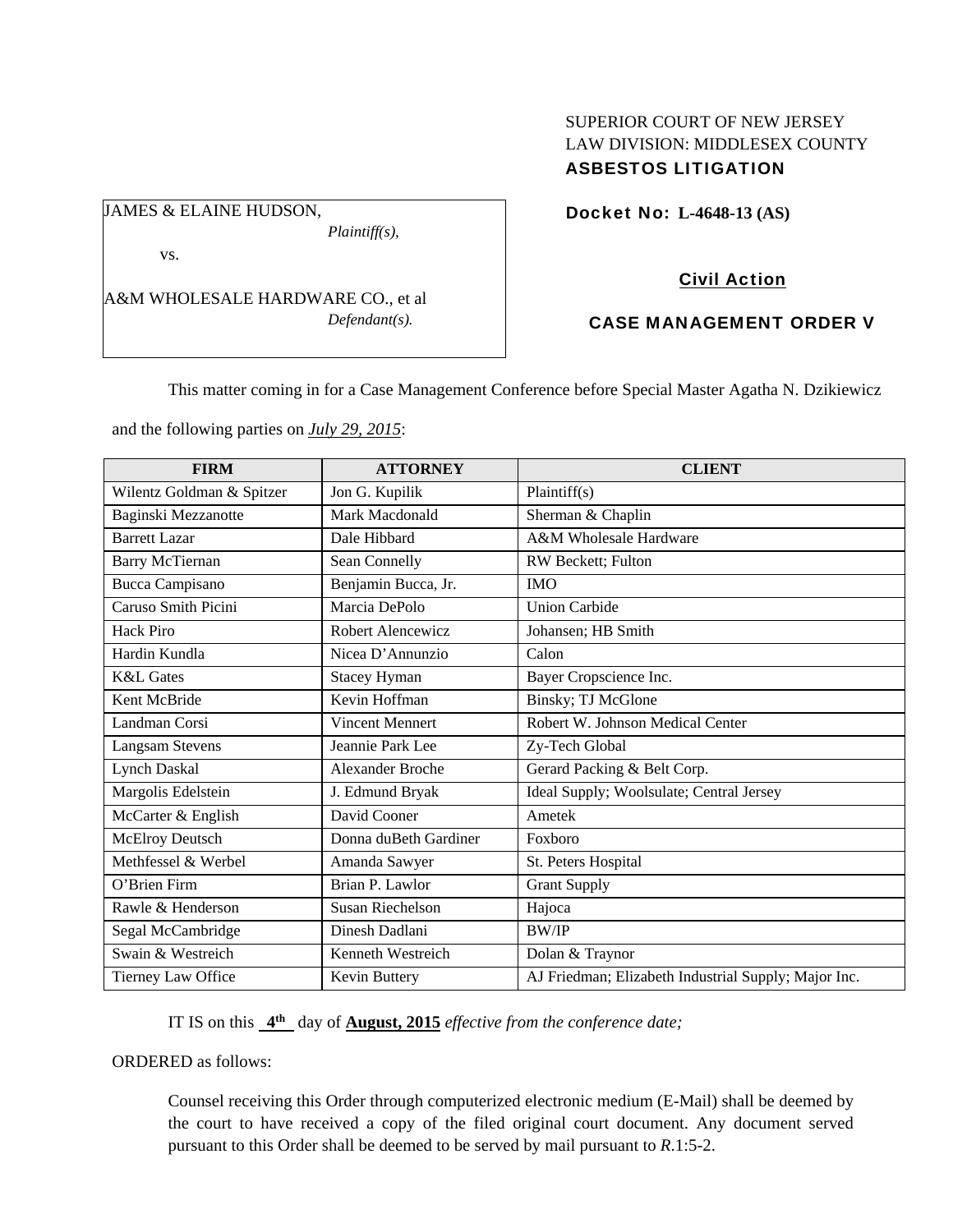SUPERIOR COURT OF NEW JERSEY
LAW DIVISION: MIDDLESEX COUNTY
**ASBESTOS LITIGATION**

JAMES & ELAINE HUDSON,
*Plaintiff(s),*

vs.

A&M WHOLESALE HARDWARE CO., et al
*Defendant(s).*

**Docket No: L-4648-13 (AS)**

**Civil Action**

**CASE MANAGEMENT ORDER V**

This matter coming in for a Case Management Conference before Special Master Agatha N. Dzikiewicz and the following parties on *July 29, 2015*:

| FIRM | ATTORNEY | CLIENT |
|---|---|---|
| Wilentz Goldman & Spitzer | Jon G. Kupilik | Plaintiff(s) |
| Baginski Mezzanotte | Mark Macdonald | Sherman & Chaplin |
| Barrett Lazar | Dale Hibbard | A&M Wholesale Hardware |
| Barry McTiernan | Sean Connelly | RW Beckett; Fulton |
| Bucca Campisano | Benjamin Bucca, Jr. | IMO |
| Caruso Smith Picini | Marcia DePolo | Union Carbide |
| Hack Piro | Robert Alencewicz | Johansen; HB Smith |
| Hardin Kundla | Nicea D'Annunzio | Calon |
| K&L Gates | Stacey Hyman | Bayer Cropscience Inc. |
| Kent McBride | Kevin Hoffman | Binsky; TJ McGlone |
| Landman Corsi | Vincent Mennert | Robert W. Johnson Medical Center |
| Langsam Stevens | Jeannie Park Lee | Zy-Tech Global |
| Lynch Daskal | Alexander Broche | Gerard Packing & Belt Corp. |
| Margolis Edelstein | J. Edmund Bryak | Ideal Supply; Woolsulate; Central Jersey |
| McCarter & English | David Cooner | Ametek |
| McElroy Deutsch | Donna duBeth Gardiner | Foxboro |
| Methfessel & Werbel | Amanda Sawyer | St. Peters Hospital |
| O'Brien Firm | Brian P. Lawlor | Grant Supply |
| Rawle & Henderson | Susan Riechelson | Hajoca |
| Segal McCambridge | Dinesh Dadlani | BW/IP |
| Swain & Westreich | Kenneth Westreich | Dolan & Traynor |
| Tierney Law Office | Kevin Buttery | AJ Friedman; Elizabeth Industrial Supply; Major Inc. |

IT IS on this **4th** day of **August, 2015** *effective from the conference date;*

ORDERED as follows:

Counsel receiving this Order through computerized electronic medium (E-Mail) shall be deemed by the court to have received a copy of the filed original court document. Any document served pursuant to this Order shall be deemed to be served by mail pursuant to *R.*1:5-2.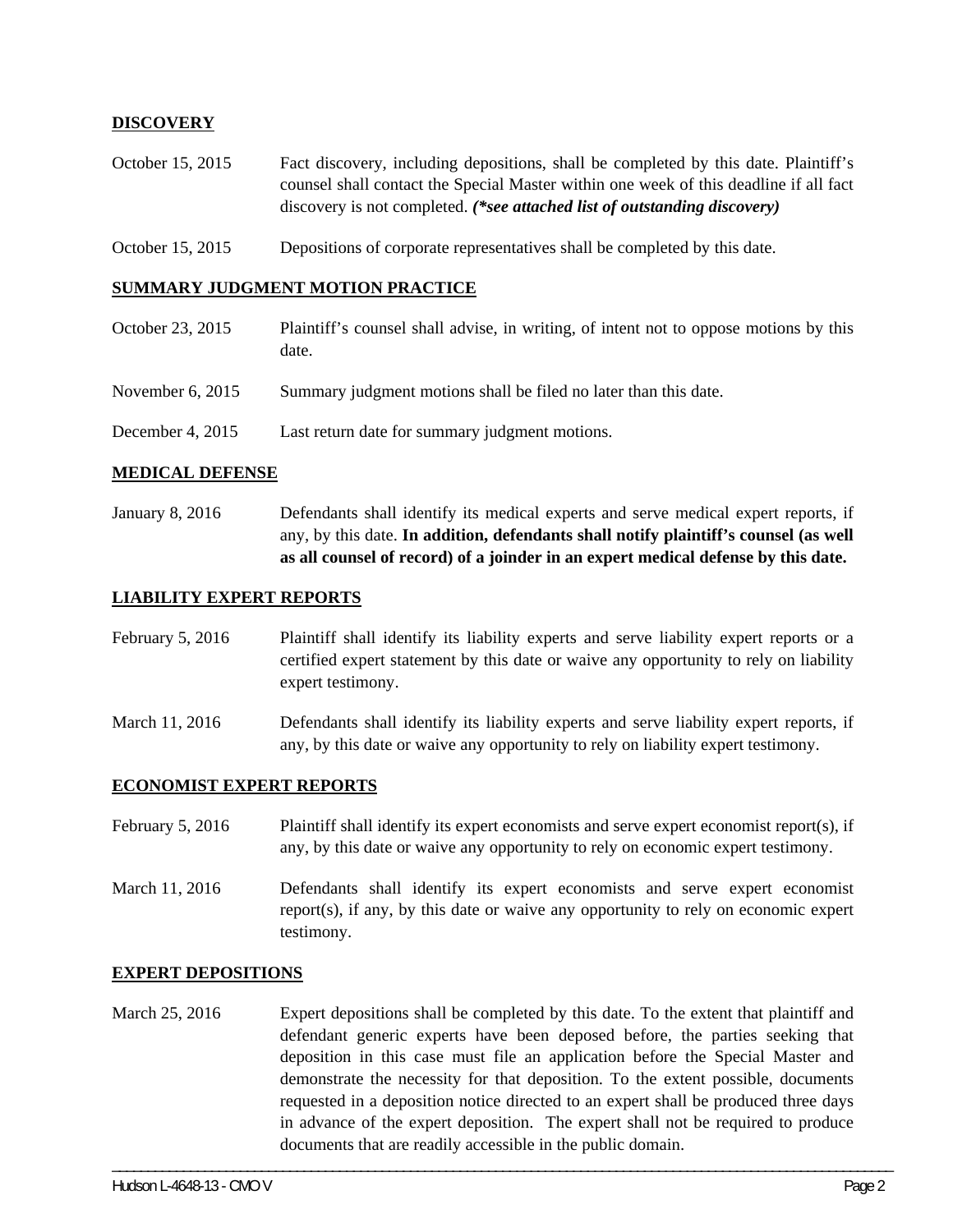**DISCOVERY**

October 15, 2015 Fact discovery, including depositions, shall be completed by this date. Plaintiff's counsel shall contact the Special Master within one week of this deadline if all fact discovery is not completed. ***(\*see attached list of outstanding discovery)***

October 15, 2015 Depositions of corporate representatives shall be completed by this date.

**SUMMARY JUDGMENT MOTION PRACTICE**

October 23, 2015 Plaintiff's counsel shall advise, in writing, of intent not to oppose motions by this date.

November 6, 2015 Summary judgment motions shall be filed no later than this date.

December 4, 2015 Last return date for summary judgment motions.

**MEDICAL DEFENSE**

January 8, 2016 Defendants shall identify its medical experts and serve medical expert reports, if any, by this date. **In addition, defendants shall notify plaintiff's counsel (as well as all counsel of record) of a joinder in an expert medical defense by this date.**

**LIABILITY EXPERT REPORTS**

February 5, 2016 Plaintiff shall identify its liability experts and serve liability expert reports or a certified expert statement by this date or waive any opportunity to rely on liability expert testimony.

March 11, 2016 Defendants shall identify its liability experts and serve liability expert reports, if any, by this date or waive any opportunity to rely on liability expert testimony.

**ECONOMIST EXPERT REPORTS**

February 5, 2016 Plaintiff shall identify its expert economists and serve expert economist report(s), if any, by this date or waive any opportunity to rely on economic expert testimony.

March 11, 2016 Defendants shall identify its expert economists and serve expert economist report(s), if any, by this date or waive any opportunity to rely on economic expert testimony.

**EXPERT DEPOSITIONS**

March 25, 2016 Expert depositions shall be completed by this date. To the extent that plaintiff and defendant generic experts have been deposed before, the parties seeking that deposition in this case must file an application before the Special Master and demonstrate the necessity for that deposition. To the extent possible, documents requested in a deposition notice directed to an expert shall be produced three days in advance of the expert deposition. The expert shall not be required to produce documents that are readily accessible in the public domain.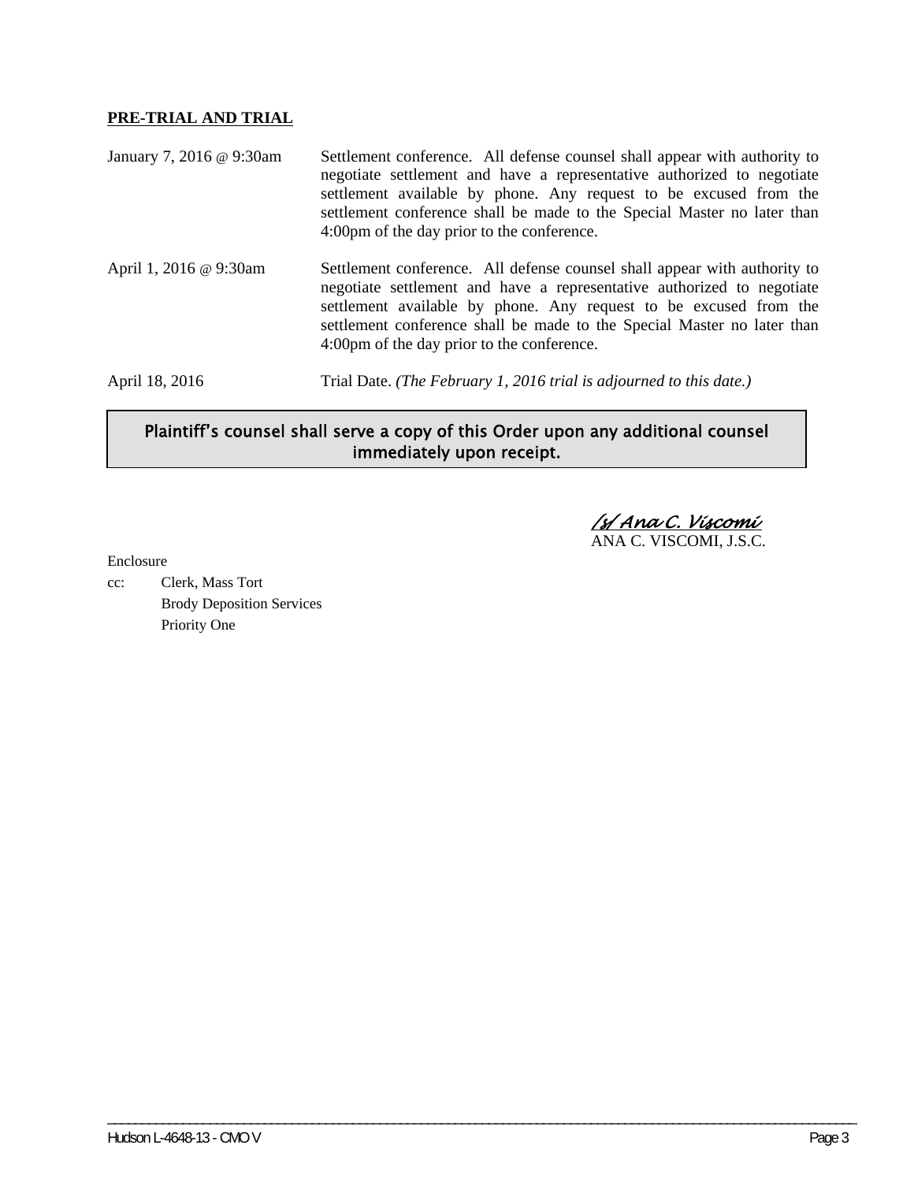**PRE-TRIAL AND TRIAL**

| | |
|---|---|
| January 7, 2016 @ 9:30am | Settlement conference. All defense counsel shall appear with authority to negotiate settlement and have a representative authorized to negotiate settlement available by phone. Any request to be excused from the settlement conference shall be made to the Special Master no later than 4:00pm of the day prior to the conference. |
| April 1, 2016 @ 9:30am | Settlement conference. All defense counsel shall appear with authority to negotiate settlement and have a representative authorized to negotiate settlement available by phone. Any request to be excused from the settlement conference shall be made to the Special Master no later than 4:00pm of the day prior to the conference. |
| April 18, 2016 | Trial Date. *(The February 1, 2016 trial is adjourned to this date.)* |

**Plaintiff's counsel shall serve a copy of this Order upon any additional counsel immediately upon receipt.**

*/s/ Ana C. Viscomi*
ANA C. VISCOMI, J.S.C.

Enclosure

cc: Clerk, Mass Tort
Brody Deposition Services
Priority One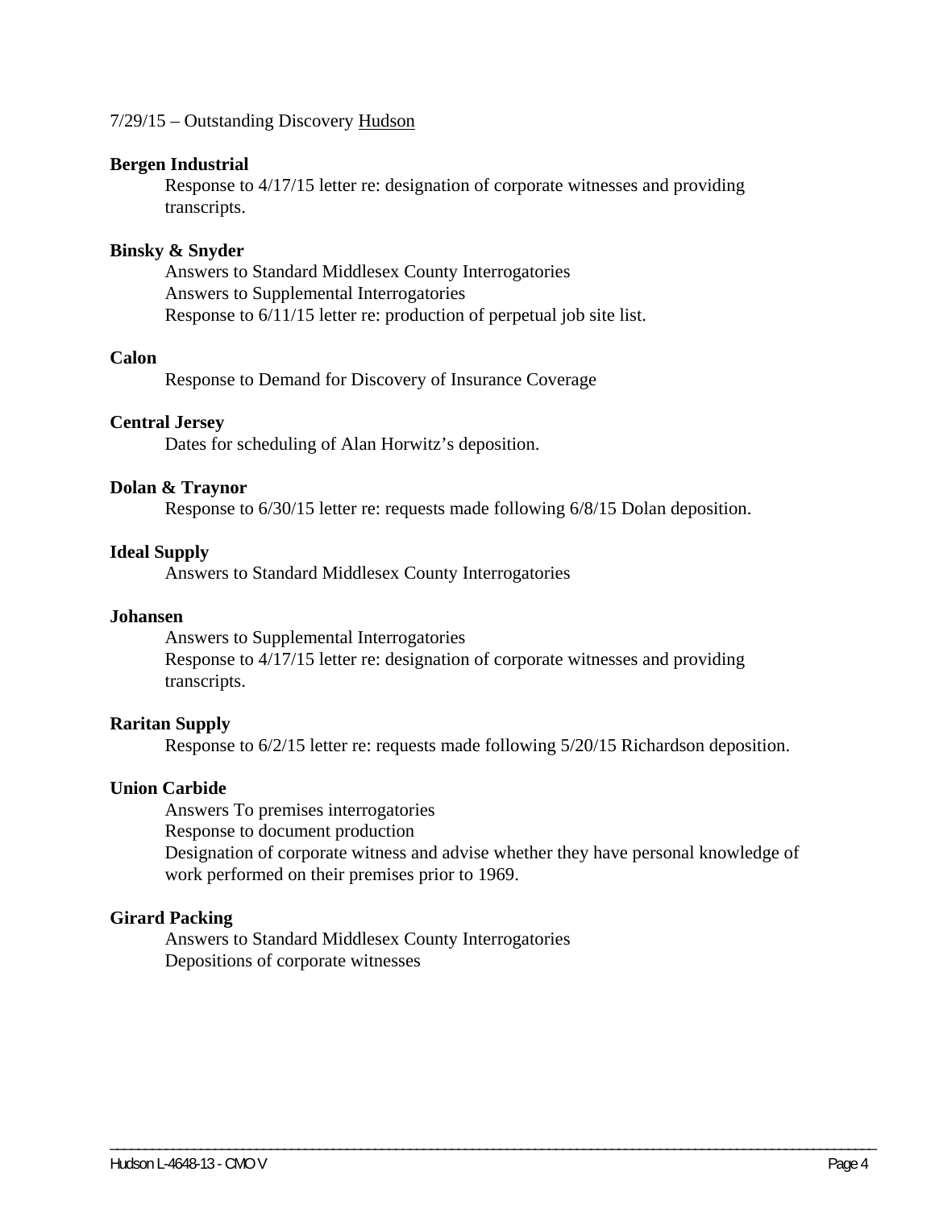7/29/15 – Outstanding Discovery Hudson

**Bergen Industrial**

Response to 4/17/15 letter re: designation of corporate witnesses and providing transcripts.

**Binsky & Snyder**

Answers to Standard Middlesex County Interrogatories
Answers to Supplemental Interrogatories
Response to 6/11/15 letter re: production of perpetual job site list.

**Calon**

Response to Demand for Discovery of Insurance Coverage

**Central Jersey**

Dates for scheduling of Alan Horwitz's deposition.

**Dolan & Traynor**

Response to 6/30/15 letter re: requests made following 6/8/15 Dolan deposition.

**Ideal Supply**

Answers to Standard Middlesex County Interrogatories

**Johansen**

Answers to Supplemental Interrogatories
Response to 4/17/15 letter re: designation of corporate witnesses and providing transcripts.

**Raritan Supply**

Response to 6/2/15 letter re: requests made following 5/20/15 Richardson deposition.

**Union Carbide**

Answers To premises interrogatories
Response to document production
Designation of corporate witness and advise whether they have personal knowledge of work performed on their premises prior to 1969.

**Girard Packing**

Answers to Standard Middlesex County Interrogatories
Depositions of corporate witnesses